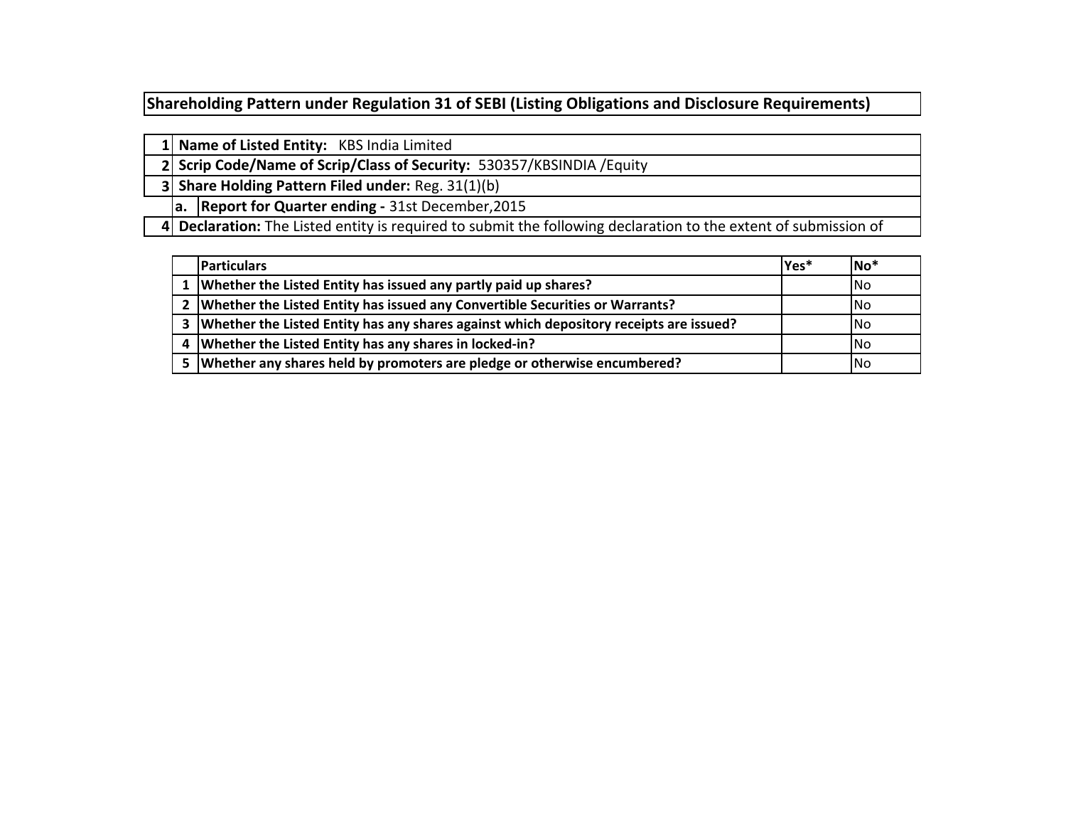## Shareholding Pattern under Regulation 31 of SEBI (Listing Obligations and Disclosure Requirements)

| | | |
|---|---|---|
| 1 | **Name of Listed Entity:** KBS India Limited | |
| 2 | **Scrip Code/Name of Scrip/Class of Security:** 530357/KBSINDIA /Equity | |
| 3 | **Share Holding Pattern Filed under:** Reg. 31(1)(b) | |
| | a. | **Report for Quarter ending -** 31st December,2015 |
| 4 | **Declaration:** The Listed entity is required to submit the following declaration to the extent of submission of | |

| | Particulars | Yes* | No* |
|---|---|---|---|
| 1 | Whether the Listed Entity has issued any partly paid up shares? | | No |
| 2 | Whether the Listed Entity has issued any Convertible Securities or Warrants? | | No |
| 3 | Whether the Listed Entity has any shares against which depository receipts are issued? | | No |
| 4 | Whether the Listed Entity has any shares in locked-in? | | No |
| 5 | Whether any shares held by promoters are pledge or otherwise encumbered? | | No |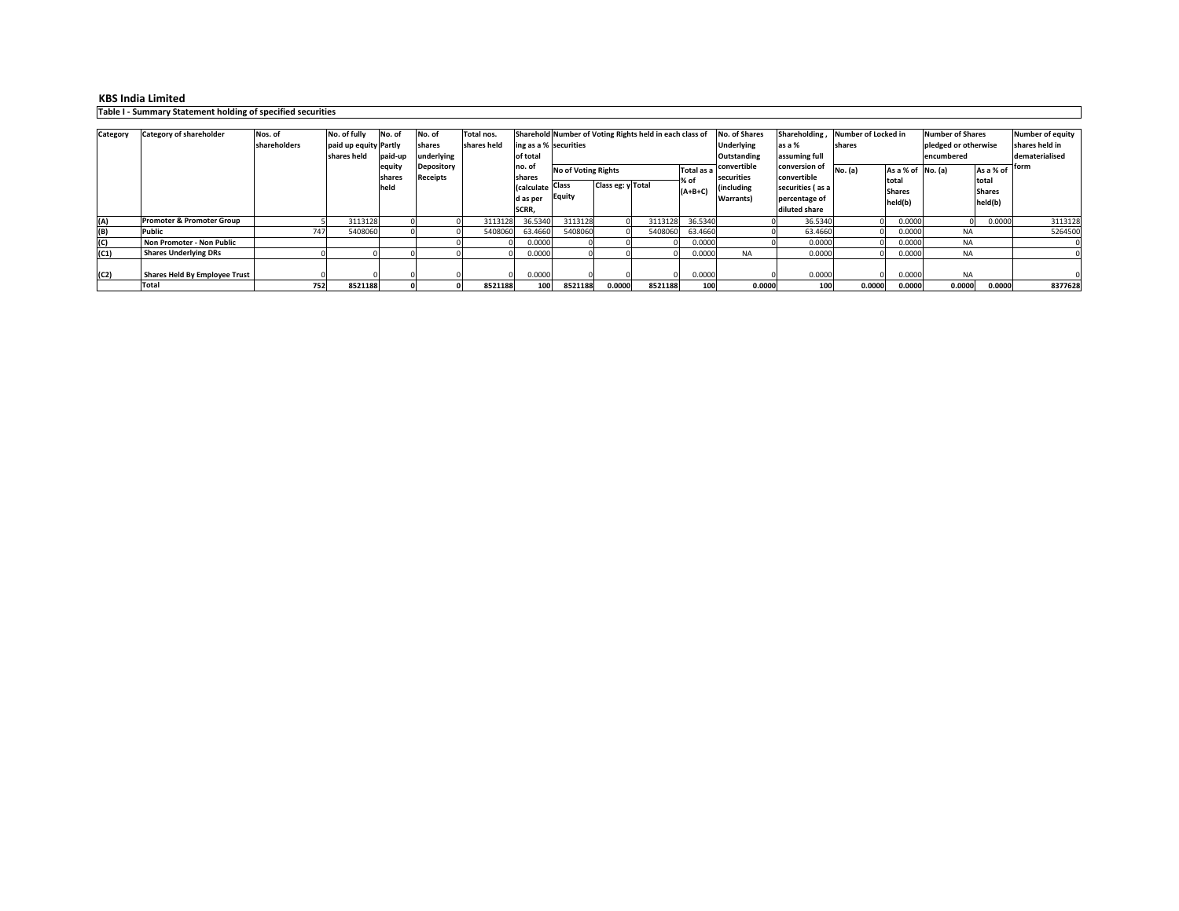**KBS India Limited**

**Table I - Summary Statement holding of specified securities**

| Category | Category of shareholder | Nos. of shareholders | No. of fully paid up equity shares held | No. of Partly paid-up equity shares held | No. of shares underlying Depository Receipts | Total nos. shares held | Shareholding as a % of total no. of shares (calculated as per SCRR, | Number of Voting Rights held in each class of securities | | | | No. of Shares Underlying Outstanding convertible securities (including Warrants) | Shareholding , as a % assuming full conversion of convertible securities ( as a percentage of diluted share | Number of Locked in shares | | Number of Shares pledged or otherwise encumbered | | Number of equity shares held in dematerialised form |
|---|---|---|---|---|---|---|---|---|---|---|---|---|---|---|---|---|---|---|
| | | | | | | | | No of Voting Rights | | | Total as a % of (A+B+C) | | | No. (a) | As a % of total Shares held(b) | No. (a) | As a % of total Shares held(b) | |
| | | | | | | | | Class Equity | Class eg: y | Total | | | | | | | | |
| (A) | Promoter & Promoter Group | 5 | 3113128 | 0 | 0 | 3113128 | 36.5340 | 3113128 | 0 | 3113128 | 36.5340 | 0 | 36.5340 | 0 | 0.0000 | 0 | 0.0000 | 3113128 |
| (B) | Public | 747 | 5408060 | 0 | 0 | 5408060 | 63.4660 | 5408060 | 0 | 5408060 | 63.4660 | 0 | 63.4660 | 0 | 0.0000 | NA | | 5264500 |
| (C) | Non Promoter - Non Public | | | | 0 | 0 | 0.0000 | 0 | 0 | 0 | 0.0000 | 0 | 0.0000 | 0 | 0.0000 | NA | | 0 |
| (C1) | Shares Underlying DRs | 0 | 0 | 0 | 0 | 0 | 0.0000 | 0 | 0 | 0 | 0.0000 | NA | 0.0000 | 0 | 0.0000 | NA | | 0 |
| (C2) | Shares Held By Employee Trust | 0 | 0 | 0 | 0 | 0 | 0.0000 | 0 | 0 | 0 | 0.0000 | 0 | 0.0000 | 0 | 0.0000 | NA | | 0 |
| | Total | 752 | 8521188 | 0 | 0 | 8521188 | 100 | 8521188 | 0.0000 | 8521188 | 100 | 0.0000 | 100 | 0.0000 | 0.0000 | 0.0000 | 0.0000 | 8377628 |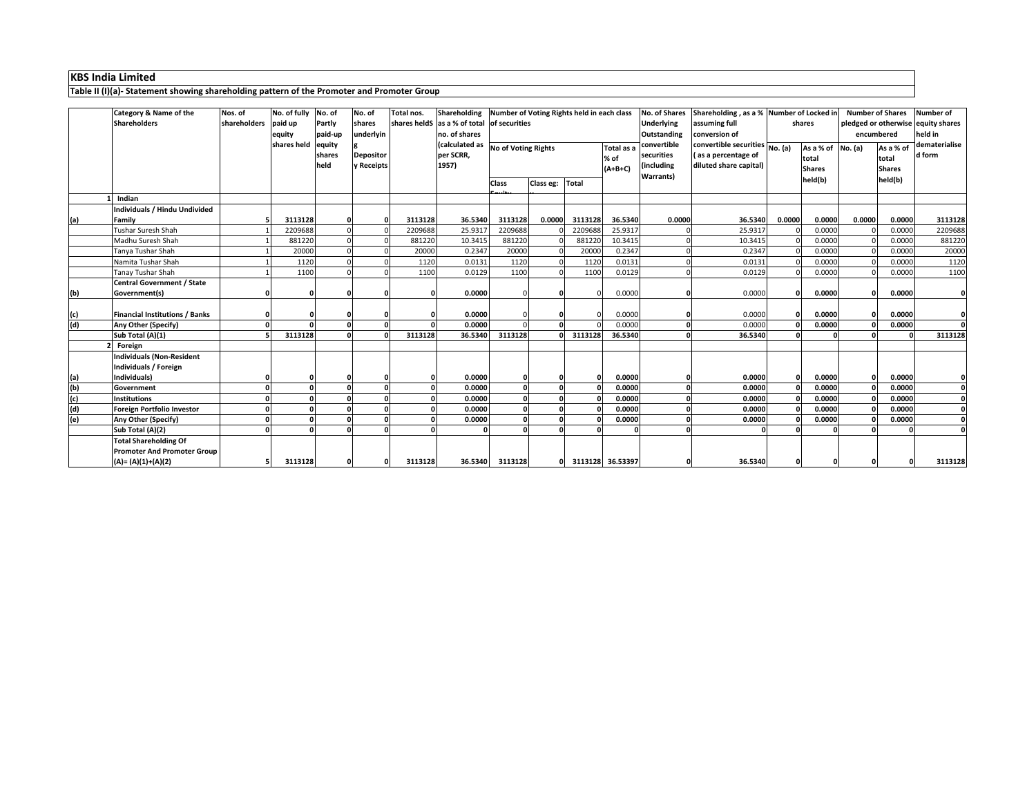**KBS India Limited**

**Table II (I)(a)- Statement showing shareholding pattern of the Promoter and Promoter Group**

| | Category & Name of the Shareholders | Nos. of shareholders | No. of fully paid up equity shares held | No. of Partly paid-up equity shares held | No. of shares underlying Depository Receipts | Total nos. shares heldS | Shareholding as a % of total no. of shares (calculated as per SCRR, 1957) | Number of Voting Rights held in each class of securities | | | | No. of Shares Underlying Outstanding convertible securities (including Warrants) | Shareholding , as a % assuming full conversion of convertible securities ( as a percentage of diluted share capital) | Number of Locked in shares | | Number of Shares pledged or otherwise encumbered | | Number of equity shares held in dematerialise d form |
|---|---|---|---|---|---|---|---|---|---|---|---|---|---|---|---|---|---|---|
| | | | | | | | | No of Voting Rights | | | Total as a % of (A+B+C) | | | No. (a) | As a % of total Shares held(b) | No. (a) | As a % of total Shares held(b) | |
| | | | | | | | | Class Equity | Class eg: | Total | | | | | | | | |
| 1 | **Indian** | | | | | | | | | | | | | | | | | |
| (a) | **Individuals / Hindu Undivided Family** | **5** | **3113128** | **0** | **0** | **3113128** | **36.5340** | **3113128** | **0.0000** | **3113128** | **36.5340** | **0.0000** | **36.5340** | **0.0000** | **0.0000** | **0.0000** | **0.0000** | **3113128** |
| | Tushar Suresh Shah | 1 | 2209688 | 0 | 0 | 2209688 | 25.9317 | 2209688 | 0 | 2209688 | 25.9317 | 0 | 25.9317 | 0 | 0.0000 | 0 | 0.0000 | 2209688 |
| | Madhu Suresh Shah | 1 | 881220 | 0 | 0 | 881220 | 10.3415 | 881220 | 0 | 881220 | 10.3415 | 0 | 10.3415 | 0 | 0.0000 | 0 | 0.0000 | 881220 |
| | Tanya Tushar Shah | 1 | 20000 | 0 | 0 | 20000 | 0.2347 | 20000 | 0 | 20000 | 0.2347 | 0 | 0.2347 | 0 | 0.0000 | 0 | 0.0000 | 20000 |
| | Namita Tushar Shah | 1 | 1120 | 0 | 0 | 1120 | 0.0131 | 1120 | 0 | 1120 | 0.0131 | 0 | 0.0131 | 0 | 0.0000 | 0 | 0.0000 | 1120 |
| | Tanay Tushar Shah | 1 | 1100 | 0 | 0 | 1100 | 0.0129 | 1100 | 0 | 1100 | 0.0129 | 0 | 0.0129 | 0 | 0.0000 | 0 | 0.0000 | 1100 |
| (b) | **Central Government / State Government(s)** | **0** | **0** | **0** | **0** | **0** | **0.0000** | 0 | **0** | 0 | 0.0000 | **0** | 0.0000 | **0** | **0.0000** | **0** | **0.0000** | **0** |
| (c) | **Financial Institutions / Banks** | **0** | **0** | **0** | **0** | **0** | **0.0000** | 0 | **0** | 0 | 0.0000 | **0** | 0.0000 | **0** | **0.0000** | **0** | **0.0000** | **0** |
| (d) | **Any Other (Specify)** | **0** | **0** | **0** | **0** | **0** | **0.0000** | 0 | **0** | 0 | 0.0000 | **0** | 0.0000 | **0** | **0.0000** | **0** | **0.0000** | **0** |
| | **Sub Total (A)(1)** | **5** | **3113128** | **0** | **0** | **3113128** | **36.5340** | **3113128** | **0** | **3113128** | **36.5340** | **0** | **36.5340** | **0** | **0** | **0** | **0** | **3113128** |
| 2 | **Foreign** | | | | | | | | | | | | | | | | | |
| (a) | **Individuals (Non-Resident Individuals / Foreign Individuals)** | **0** | **0** | **0** | **0** | **0** | **0.0000** | **0** | **0** | **0** | **0.0000** | **0** | **0.0000** | **0** | **0.0000** | **0** | **0.0000** | **0** |
| (b) | **Government** | **0** | **0** | **0** | **0** | **0** | **0.0000** | **0** | **0** | **0** | **0.0000** | **0** | **0.0000** | **0** | **0.0000** | **0** | **0.0000** | **0** |
| (c) | **Institutions** | **0** | **0** | **0** | **0** | **0** | **0.0000** | **0** | **0** | **0** | **0.0000** | **0** | **0.0000** | **0** | **0.0000** | **0** | **0.0000** | **0** |
| (d) | **Foreign Portfolio Investor** | **0** | **0** | **0** | **0** | **0** | **0.0000** | **0** | **0** | **0** | **0.0000** | **0** | **0.0000** | **0** | **0.0000** | **0** | **0.0000** | **0** |
| (e) | **Any Other (Specify)** | **0** | **0** | **0** | **0** | **0** | **0.0000** | **0** | **0** | **0** | **0.0000** | **0** | **0.0000** | **0** | **0.0000** | **0** | **0.0000** | **0** |
| | **Sub Total (A)(2)** | **0** | **0** | **0** | **0** | **0** | **0** | **0** | **0** | **0** | **0** | **0** | **0** | **0** | **0** | **0** | **0** | **0** |
| | **Total Shareholding Of Promoter And Promoter Group (A)= (A)(1)+(A)(2)** | **5** | **3113128** | **0** | **0** | **3113128** | **36.5340** | **3113128** | **0** | **3113128** | **36.53397** | **0** | **36.5340** | **0** | **0** | **0** | **0** | **3113128** |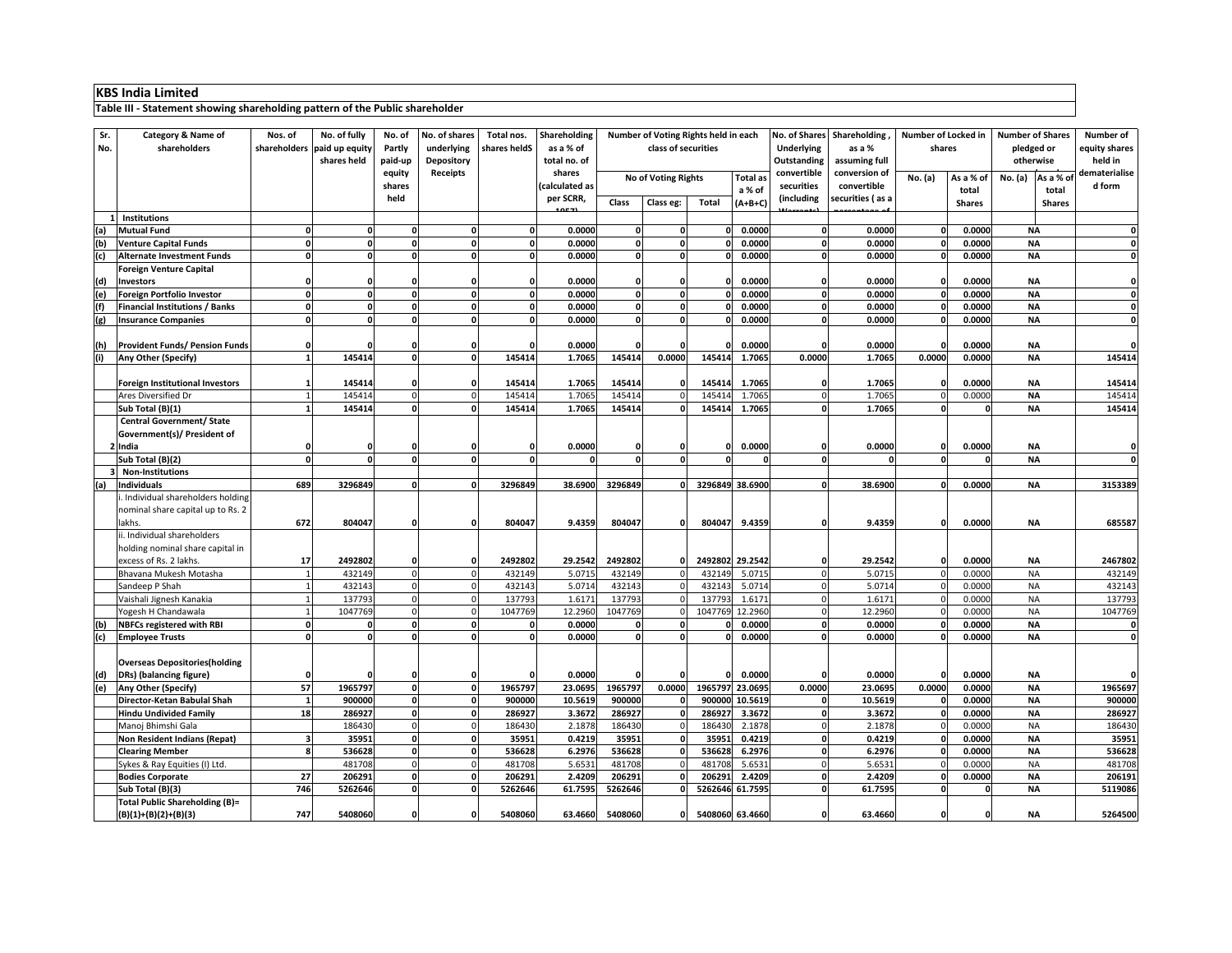**KBS India Limited**

**Table III - Statement showing shareholding pattern of the Public shareholder**

| Sr. No. | Category & Name of shareholders | Nos. of shareholders | No. of fully paid up equity shares held | No. of Partly paid-up equity shares held | No. of shares underlying Depository Receipts | Total nos. shares heldS | Shareholding as a % of total no. of shares (calculated as per SCRR, 1957) | Number of Voting Rights held in each class of securities | | | | No. of Shares Underlying Outstanding convertible securities (including Warrants) | Shareholding, as a % assuming full conversion of convertible securities ( as a percentage of | Number of Locked in shares | | Number of Shares pledged or otherwise | | Number of equity shares held in dematerialised form |
|---|---|---|---|---|---|---|---|---|---|---|---|---|---|---|---|---|---|---|
| | | | | | | | | No of Voting Rights | | | Total as a % of (A+B+C) | | | No. (a) | As a % of total Shares | No. (a) | As a % of total Shares | |
| | | | | | | | | Class | Class eg: | Total | | | | | | | | |
| 1 | **Institutions** | | | | | | | | | | | | | | | | | |
| (a) | **Mutual Fund** | 0 | 0 | 0 | 0 | 0 | 0.0000 | 0 | 0 | 0 | 0.0000 | 0 | 0.0000 | 0 | 0.0000 | NA | | 0 |
| (b) | **Venture Capital Funds** | 0 | 0 | 0 | 0 | 0 | 0.0000 | 0 | 0 | 0 | 0.0000 | 0 | 0.0000 | 0 | 0.0000 | NA | | 0 |
| (c) | **Alternate Investment Funds** | 0 | 0 | 0 | 0 | 0 | 0.0000 | 0 | 0 | 0 | 0.0000 | 0 | 0.0000 | 0 | 0.0000 | NA | | 0 |
| (d) | **Foreign Venture Capital Investors** | 0 | 0 | 0 | 0 | 0 | 0.0000 | 0 | 0 | 0 | 0.0000 | 0 | 0.0000 | 0 | 0.0000 | NA | | 0 |
| (e) | **Foreign Portfolio Investor** | 0 | 0 | 0 | 0 | 0 | 0.0000 | 0 | 0 | 0 | 0.0000 | 0 | 0.0000 | 0 | 0.0000 | NA | | 0 |
| (f) | **Financial Institutions / Banks** | 0 | 0 | 0 | 0 | 0 | 0.0000 | 0 | 0 | 0 | 0.0000 | 0 | 0.0000 | 0 | 0.0000 | NA | | 0 |
| (g) | **Insurance Companies** | 0 | 0 | 0 | 0 | 0 | 0.0000 | 0 | 0 | 0 | 0.0000 | 0 | 0.0000 | 0 | 0.0000 | NA | | 0 |
| (h) | **Provident Funds/ Pension Funds** | 0 | 0 | 0 | 0 | 0 | 0.0000 | 0 | 0 | 0 | 0.0000 | 0 | 0.0000 | 0 | 0.0000 | NA | | 0 |
| (i) | **Any Other (Specify)** | 1 | 145414 | 0 | 0 | 145414 | 1.7065 | 145414 | 0.0000 | 145414 | 1.7065 | 0.0000 | 1.7065 | 0.0000 | 0.0000 | NA | | 145414 |
| | **Foreign Institutional Investors** | 1 | 145414 | 0 | 0 | 145414 | 1.7065 | 145414 | 0 | 145414 | 1.7065 | 0 | 1.7065 | 0 | 0.0000 | NA | | 145414 |
| | Ares Diversified Dr | 1 | 145414 | 0 | 0 | 145414 | 1.7065 | 145414 | 0 | 145414 | 1.7065 | 0 | 1.7065 | 0 | 0.0000 | NA | | 145414 |
| | **Sub Total (B)(1)** | 1 | 145414 | 0 | 0 | 145414 | 1.7065 | 145414 | 0 | 145414 | 1.7065 | 0 | 1.7065 | 0 | 0 | NA | | 145414 |
| 2 | **Central Government/ State Government(s)/ President of India** | 0 | 0 | 0 | 0 | 0 | 0.0000 | 0 | 0 | 0 | 0.0000 | 0 | 0.0000 | 0 | 0.0000 | NA | | 0 |
| | **Sub Total (B)(2)** | 0 | 0 | 0 | 0 | 0 | 0 | 0 | 0 | 0 | 0 | 0 | 0 | 0 | 0 | NA | | 0 |
| 3 | **Non-Institutions** | | | | | | | | | | | | | | | | | |
| (a) | **Individuals** | 689 | 3296849 | 0 | 0 | 3296849 | 38.6900 | 3296849 | 0 | 3296849 | 38.6900 | 0 | 38.6900 | 0 | 0.0000 | NA | | 3153389 |
| | i. Individual shareholders holding nominal share capital up to Rs. 2 lakhs. | 672 | 804047 | 0 | 0 | 804047 | 9.4359 | 804047 | 0 | 804047 | 9.4359 | 0 | 9.4359 | 0 | 0.0000 | NA | | 685587 |
| | ii. Individual shareholders holding nominal share capital in excess of Rs. 2 lakhs. | 17 | 2492802 | 0 | 0 | 2492802 | 29.2542 | 2492802 | 0 | 2492802 | 29.2542 | 0 | 29.2542 | 0 | 0.0000 | NA | | 2467802 |
| | Bhavana Mukesh Motasha | 1 | 432149 | 0 | 0 | 432149 | 5.0715 | 432149 | 0 | 432149 | 5.0715 | 0 | 5.0715 | 0 | 0.0000 | NA | | 432149 |
| | Sandeep P Shah | 1 | 432143 | 0 | 0 | 432143 | 5.0714 | 432143 | 0 | 432143 | 5.0714 | 0 | 5.0714 | 0 | 0.0000 | NA | | 432143 |
| | Vaishali Jignesh Kanakia | 1 | 137793 | 0 | 0 | 137793 | 1.6171 | 137793 | 0 | 137793 | 1.6171 | 0 | 1.6171 | 0 | 0.0000 | NA | | 137793 |
| | Yogesh H Chandawala | 1 | 1047769 | 0 | 0 | 1047769 | 12.2960 | 1047769 | 0 | 1047769 | 12.2960 | 0 | 12.2960 | 0 | 0.0000 | NA | | 1047769 |
| (b) | **NBFCs registered with RBI** | 0 | 0 | 0 | 0 | 0 | 0.0000 | 0 | 0 | 0 | 0.0000 | 0 | 0.0000 | 0 | 0.0000 | NA | | 0 |
| (c) | **Employee Trusts** | 0 | 0 | 0 | 0 | 0 | 0.0000 | 0 | 0 | 0 | 0.0000 | 0 | 0.0000 | 0 | 0.0000 | NA | | 0 |
| (d) | **Overseas Depositories(holding DRs) (balancing figure)** | 0 | 0 | 0 | 0 | 0 | 0.0000 | 0 | 0 | 0 | 0.0000 | 0 | 0.0000 | 0 | 0.0000 | NA | | 0 |
| (e) | **Any Other (Specify)** | 57 | 1965797 | 0 | 0 | 1965797 | 23.0695 | 1965797 | 0.0000 | 1965797 | 23.0695 | 0.0000 | 23.0695 | 0.0000 | 0.0000 | NA | | 1965697 |
| | **Director-Ketan Babulal Shah** | 1 | 900000 | 0 | 0 | 900000 | 10.5619 | 900000 | 0 | 900000 | 10.5619 | 0 | 10.5619 | 0 | 0.0000 | NA | | 900000 |
| | **Hindu Undivided Family** | 18 | 286927 | 0 | 0 | 286927 | 3.3672 | 286927 | 0 | 286927 | 3.3672 | 0 | 3.3672 | 0 | 0.0000 | NA | | 286927 |
| | Manoj Bhimshi Gala | | 186430 | 0 | 0 | 186430 | 2.1878 | 186430 | 0 | 186430 | 2.1878 | 0 | 2.1878 | 0 | 0.0000 | NA | | 186430 |
| | **Non Resident Indians (Repat)** | 3 | 35951 | 0 | 0 | 35951 | 0.4219 | 35951 | 0 | 35951 | 0.4219 | 0 | 0.4219 | 0 | 0.0000 | NA | | 35951 |
| | **Clearing Member** | 8 | 536628 | 0 | 0 | 536628 | 6.2976 | 536628 | 0 | 536628 | 6.2976 | 0 | 6.2976 | 0 | 0.0000 | NA | | 536628 |
| | Sykes & Ray Equities (I) Ltd. | | 481708 | 0 | 0 | 481708 | 5.6531 | 481708 | 0 | 481708 | 5.6531 | 0 | 5.6531 | 0 | 0.0000 | NA | | 481708 |
| | **Bodies Corporate** | 27 | 206291 | 0 | 0 | 206291 | 2.4209 | 206291 | 0 | 206291 | 2.4209 | 0 | 2.4209 | 0 | 0.0000 | NA | | 206191 |
| | **Sub Total (B)(3)** | 746 | 5262646 | 0 | 0 | 5262646 | 61.7595 | 5262646 | 0 | 5262646 | 61.7595 | 0 | 61.7595 | 0 | 0 | NA | | 5119086 |
| | **Total Public Shareholding (B)= (B)(1)+(B)(2)+(B)(3)** | 747 | 5408060 | 0 | 0 | 5408060 | 63.4660 | 5408060 | 0 | 5408060 | 63.4660 | 0 | 63.4660 | 0 | 0 | NA | | 5264500 |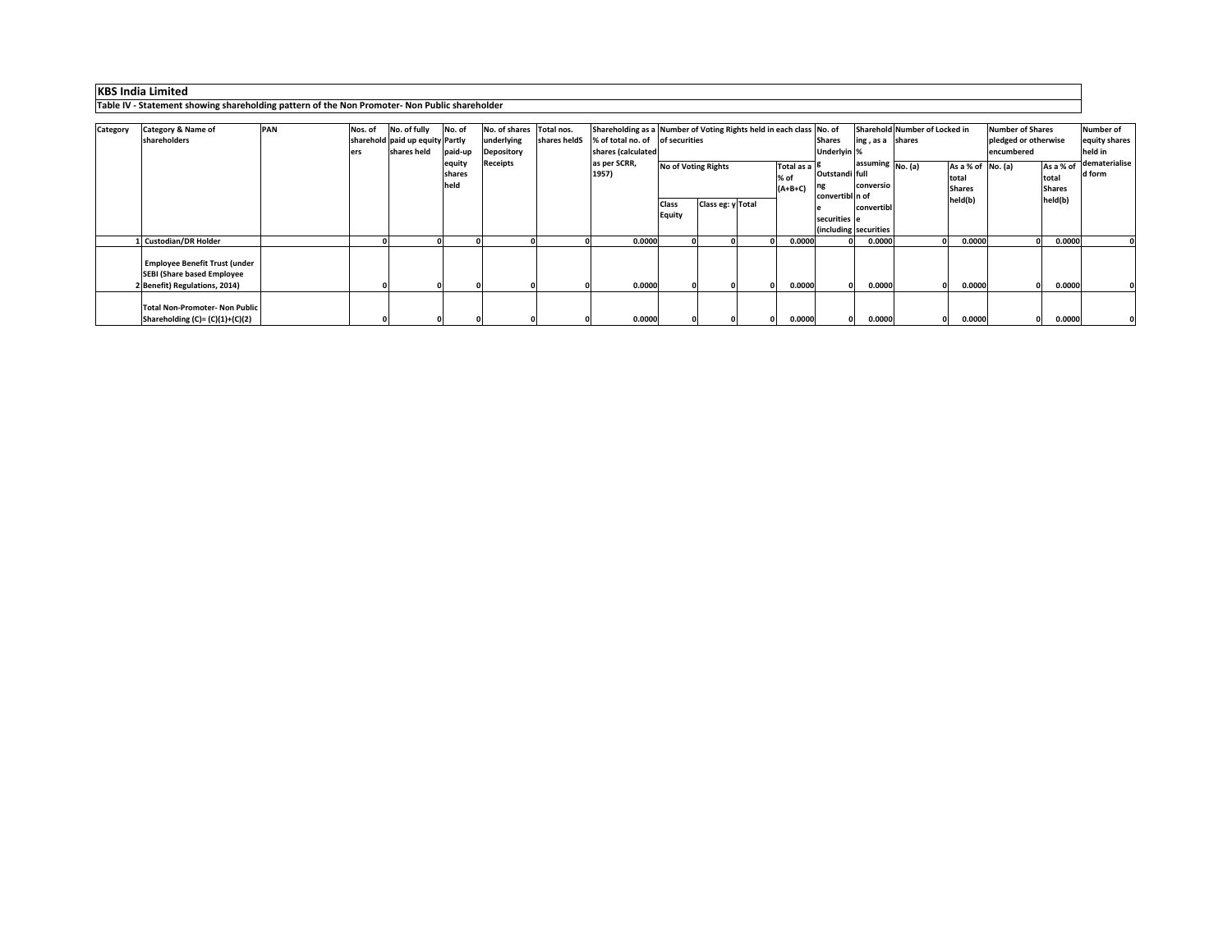**KBS India Limited**

**Table IV - Statement showing shareholding pattern of the Non Promoter- Non Public shareholder**

| Category | Category & Name of shareholders | PAN | Nos. of shareholders | No. of fully paid up equity shares held | No. of Partly paid-up equity shares held | No. of shares underlying Depository Receipts | Total nos. shares heldS | Shareholding as a % of total no. of shares (calculated as per SCRR, 1957) | Number of Voting Rights held in each class of securities | | | | No. of Shares Underlying Outstanding convertible securities (including | Shareholding , as a % assuming full conversion of convertible securities | Number of Locked in shares | | Number of Shares pledged or otherwise encumbered | | Number of equity shares held in dematerialised form |
|---|---|---|---|---|---|---|---|---|---|---|---|---|---|---|---|---|---|---|---|
| | | | | | | | | | No of Voting Rights | | | Total as a % of (A+B+C) | | | No. (a) | As a % of total Shares held(b) | No. (a) | As a % of total Shares held(b) | |
| | | | | | | | | | Class Equity | Class eg: y | Total | | | | | | | | |
| 1 | Custodian/DR Holder | | 0 | 0 | 0 | 0 | 0 | 0.0000 | 0 | 0 | 0 | 0.0000 | 0 | 0.0000 | 0 | 0.0000 | 0 | 0.0000 | 0 |
| 2 | Employee Benefit Trust (under SEBI (Share based Employee Benefit) Regulations, 2014) | | 0 | 0 | 0 | 0 | 0 | 0.0000 | 0 | 0 | 0 | 0.0000 | 0 | 0.0000 | 0 | 0.0000 | 0 | 0.0000 | 0 |
| | Total Non-Promoter- Non Public Shareholding (C)= (C)(1)+(C)(2) | | 0 | 0 | 0 | 0 | 0 | 0.0000 | 0 | 0 | 0 | 0.0000 | 0 | 0.0000 | 0 | 0.0000 | 0 | 0.0000 | 0 |